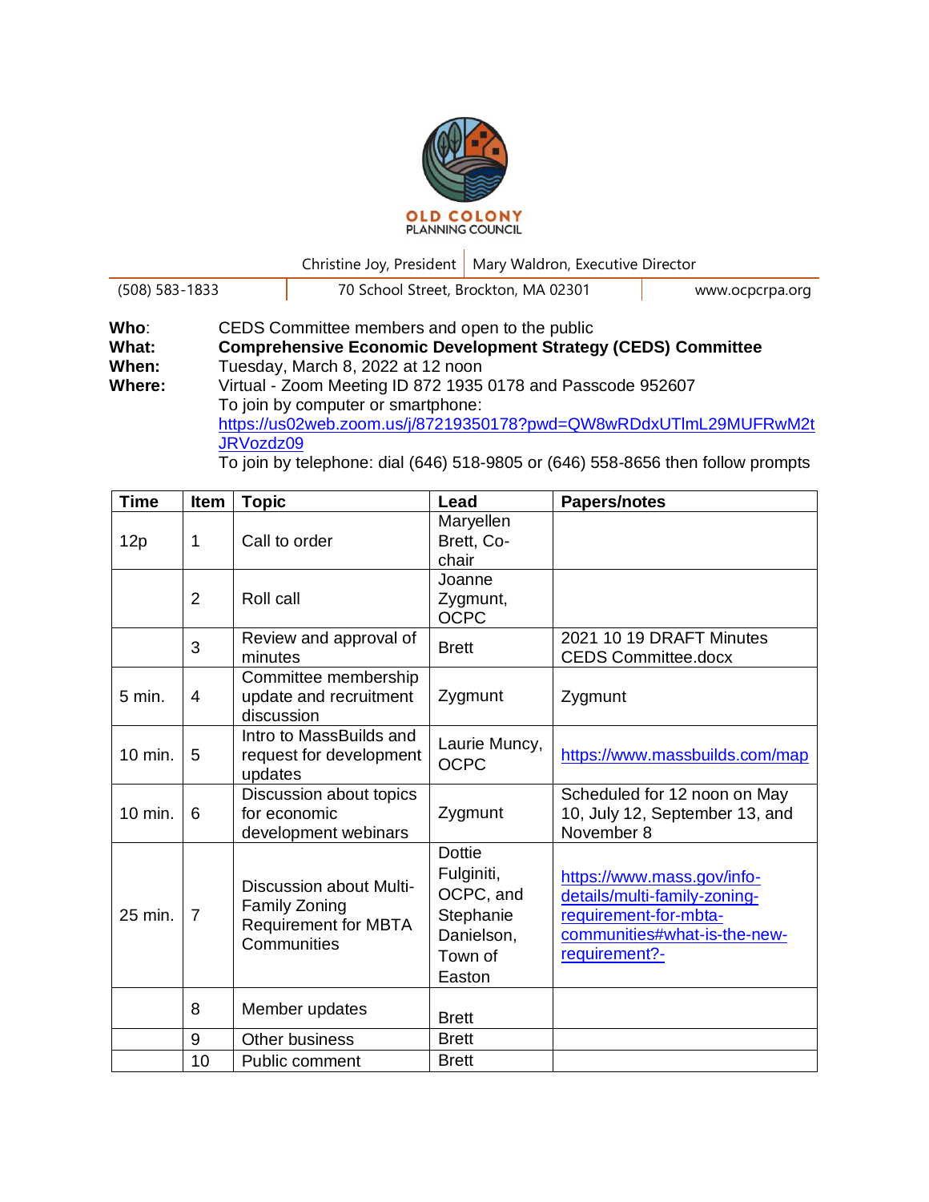OLD COLONY
PLANNING COUNCIL

Christine Joy, President | Mary Waldron, Executive Director

(508) 583-1833 | 70 School Street, Brockton, MA 02301 | www.ocpcrpa.org

**Who**: CEDS Committee members and open to the public
**What:** **Comprehensive Economic Development Strategy (CEDS) Committee**
**When:** Tuesday, March 8, 2022 at 12 noon
**Where:** Virtual - Zoom Meeting ID 872 1935 0178 and Passcode 952607
To join by computer or smartphone:
https://us02web.zoom.us/j/87219350178?pwd=QW8wRDdxUTlmL29MUFRwM2tJRVozdz09
To join by telephone: dial (646) 518-9805 or (646) 558-8656 then follow prompts

| Time | Item | Topic | Lead | Papers/notes |
|---|---|---|---|---|
| 12p | 1 | Call to order | Maryellen Brett, Co-chair | |
| | 2 | Roll call | Joanne Zygmunt, OCPC | |
| | 3 | Review and approval of minutes | Brett | 2021 10 19 DRAFT Minutes CEDS Committee.docx |
| 5 min. | 4 | Committee membership update and recruitment discussion | Zygmunt | Zygmunt |
| 10 min. | 5 | Intro to MassBuilds and request for development updates | Laurie Muncy, OCPC | https://www.massbuilds.com/map |
| 10 min. | 6 | Discussion about topics for economic development webinars | Zygmunt | Scheduled for 12 noon on May 10, July 12, September 13, and November 8 |
| 25 min. | 7 | Discussion about Multi-Family Zoning Requirement for MBTA Communities | Dottie Fulginiti, OCPC, and Stephanie Danielson, Town of Easton | https://www.mass.gov/info-details/multi-family-zoning-requirement-for-mbta-communities#what-is-the-new-requirement?- |
| | 8 | Member updates | Brett | |
| | 9 | Other business | Brett | |
| | 10 | Public comment | Brett | |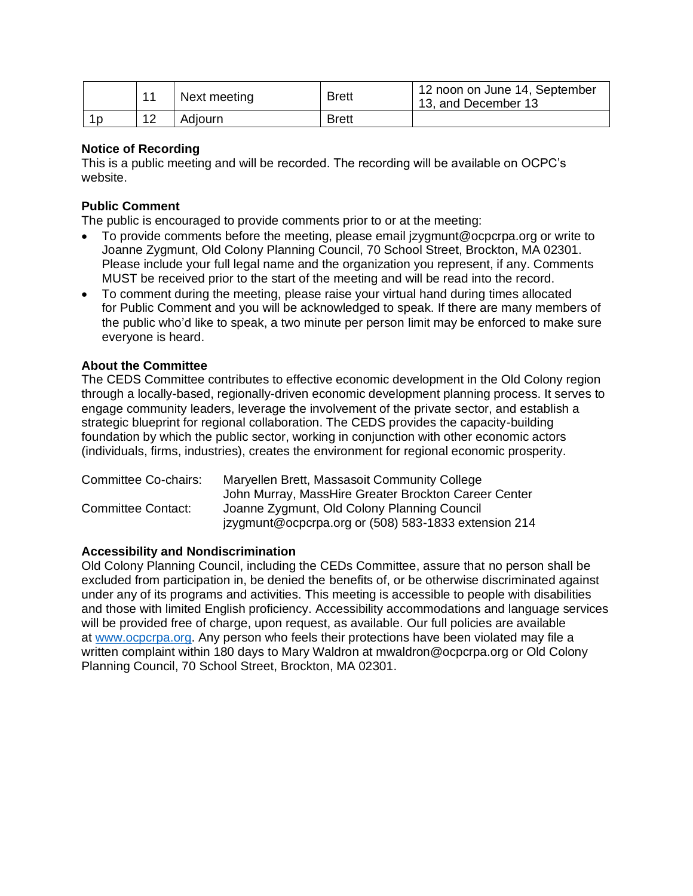| | | | | |
|---|---|---|---|---|
| | 11 | Next meeting | Brett | 12 noon on June 14, September 13, and December 13 |
| 1p | 12 | Adjourn | Brett | |

**Notice of Recording**

This is a public meeting and will be recorded. The recording will be available on OCPC's website.

**Public Comment**

The public is encouraged to provide comments prior to or at the meeting:

- To provide comments before the meeting, please email jzygmunt@ocpcrpa.org or write to Joanne Zygmunt, Old Colony Planning Council, 70 School Street, Brockton, MA 02301. Please include your full legal name and the organization you represent, if any. Comments MUST be received prior to the start of the meeting and will be read into the record.
- To comment during the meeting, please raise your virtual hand during times allocated for Public Comment and you will be acknowledged to speak. If there are many members of the public who'd like to speak, a two minute per person limit may be enforced to make sure everyone is heard.

**About the Committee**

The CEDS Committee contributes to effective economic development in the Old Colony region through a locally-based, regionally-driven economic development planning process. It serves to engage community leaders, leverage the involvement of the private sector, and establish a strategic blueprint for regional collaboration. The CEDS provides the capacity-building foundation by which the public sector, working in conjunction with other economic actors (individuals, firms, industries), creates the environment for regional economic prosperity.

Committee Co-chairs: Maryellen Brett, Massasoit Community College
John Murray, MassHire Greater Brockton Career Center

Committee Contact: Joanne Zygmunt, Old Colony Planning Council
jzygmunt@ocpcrpa.org or (508) 583-1833 extension 214

**Accessibility and Nondiscrimination**

Old Colony Planning Council, including the CEDs Committee, assure that no person shall be excluded from participation in, be denied the benefits of, or be otherwise discriminated against under any of its programs and activities. This meeting is accessible to people with disabilities and those with limited English proficiency. Accessibility accommodations and language services will be provided free of charge, upon request, as available. Our full policies are available at [www.ocpcrpa.org](www.ocpcrpa.org). Any person who feels their protections have been violated may file a written complaint within 180 days to Mary Waldron at mwaldron@ocpcrpa.org or Old Colony Planning Council, 70 School Street, Brockton, MA 02301.